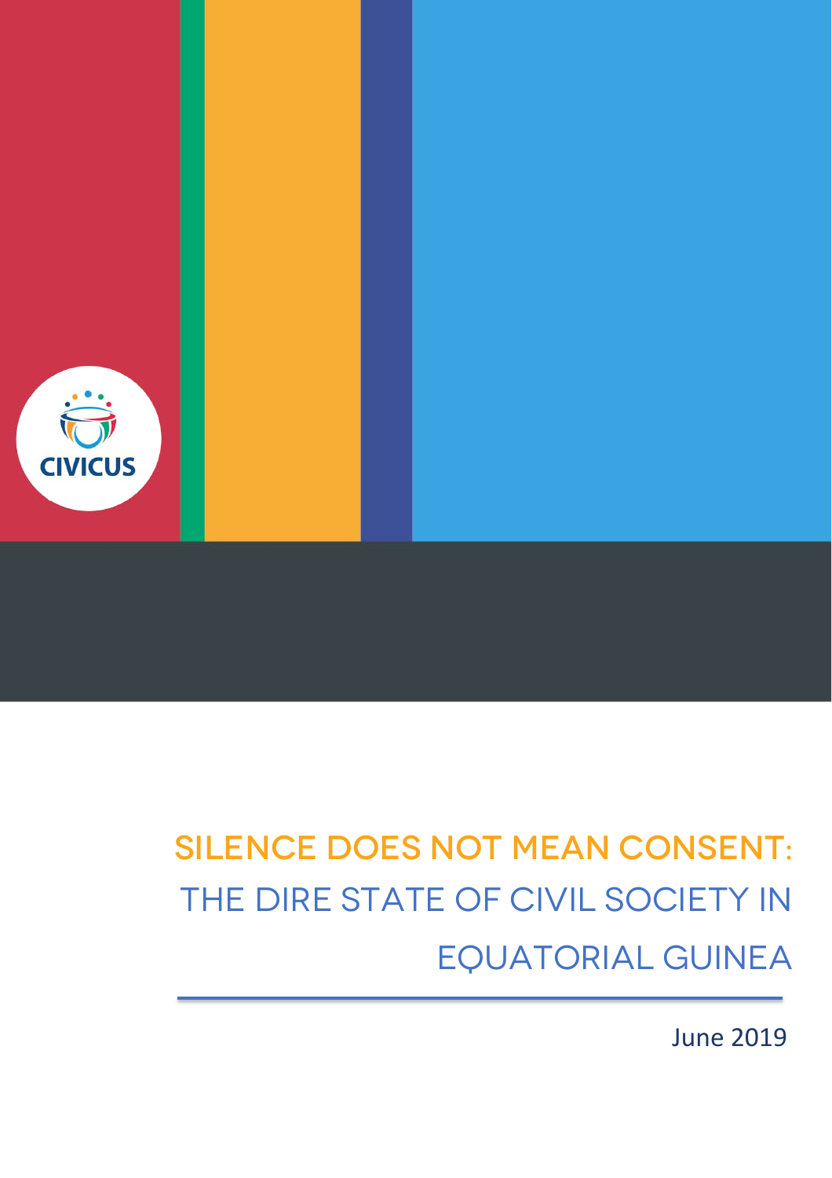CIVICUS

# SILENCE DOES NOT MEAN CONSENT: THE DIRE STATE OF CIVIL SOCIETY IN EQUATORIAL GUINEA

June 2019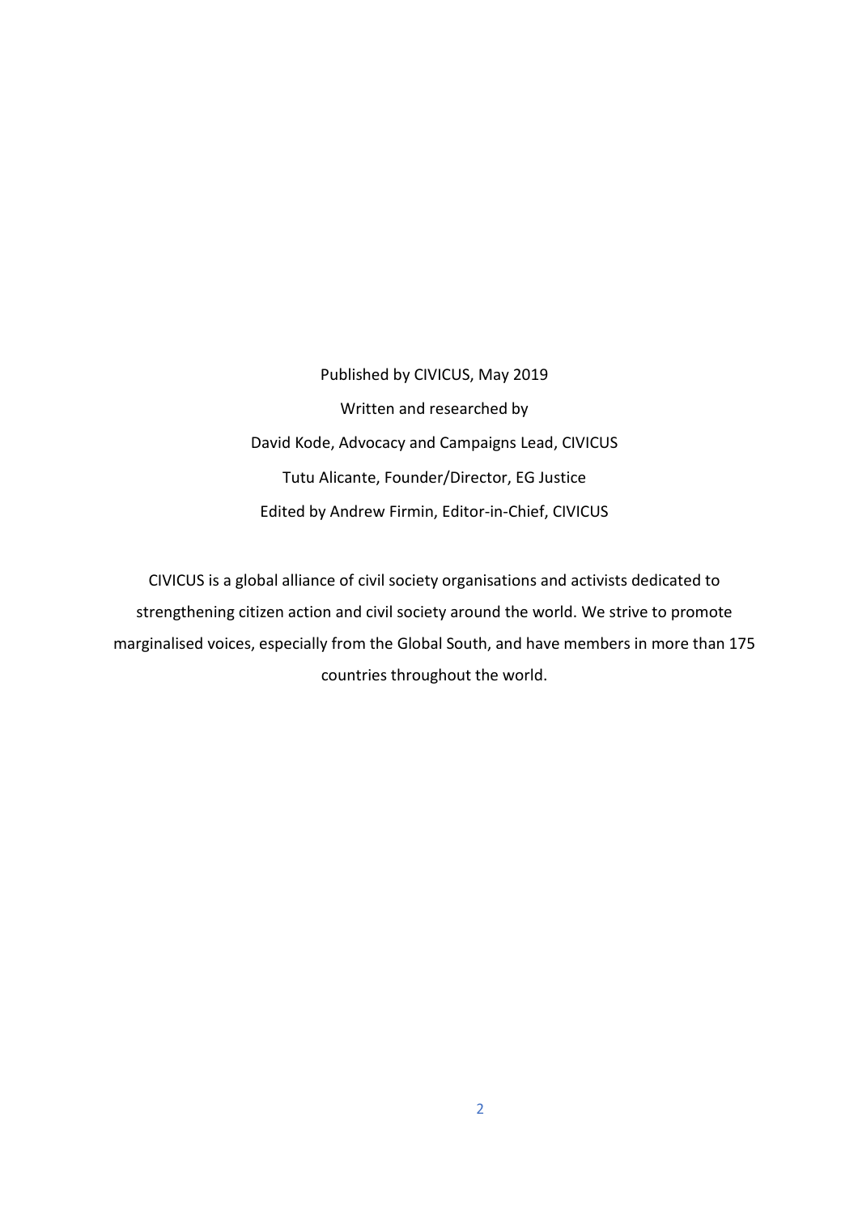Published by CIVICUS, May 2019

Written and researched by

David Kode, Advocacy and Campaigns Lead, CIVICUS

Tutu Alicante, Founder/Director, EG Justice

Edited by Andrew Firmin, Editor-in-Chief, CIVICUS

CIVICUS is a global alliance of civil society organisations and activists dedicated to strengthening citizen action and civil society around the world. We strive to promote marginalised voices, especially from the Global South, and have members in more than 175 countries throughout the world.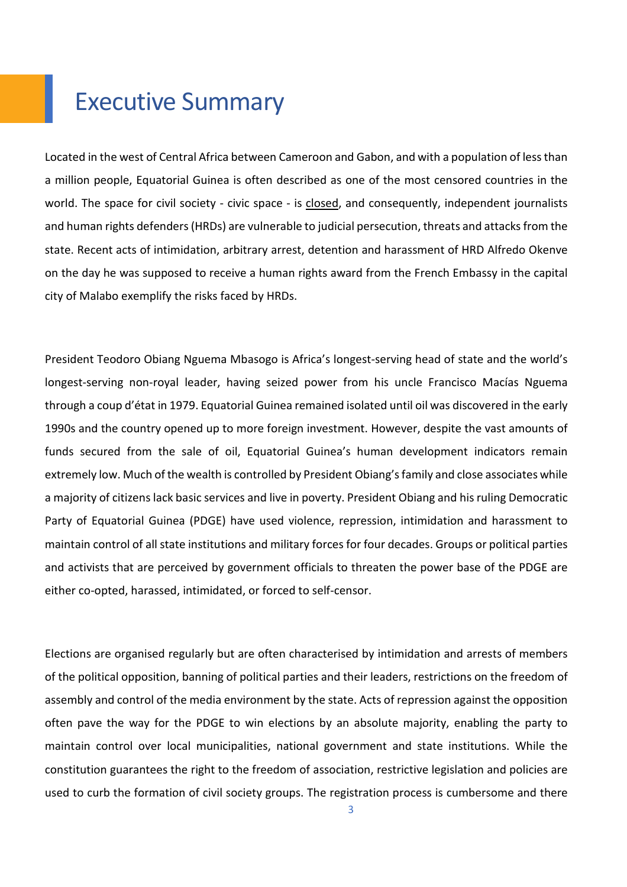# Executive Summary

Located in the west of Central Africa between Cameroon and Gabon, and with a population of less than a million people, Equatorial Guinea is often described as one of the most censored countries in the world. The space for civil society - civic space - is closed, and consequently, independent journalists and human rights defenders (HRDs) are vulnerable to judicial persecution, threats and attacks from the state. Recent acts of intimidation, arbitrary arrest, detention and harassment of HRD Alfredo Okenve on the day he was supposed to receive a human rights award from the French Embassy in the capital city of Malabo exemplify the risks faced by HRDs.

President Teodoro Obiang Nguema Mbasogo is Africa's longest-serving head of state and the world's longest-serving non-royal leader, having seized power from his uncle Francisco Macías Nguema through a coup d'état in 1979. Equatorial Guinea remained isolated until oil was discovered in the early 1990s and the country opened up to more foreign investment. However, despite the vast amounts of funds secured from the sale of oil, Equatorial Guinea's human development indicators remain extremely low. Much of the wealth is controlled by President Obiang's family and close associates while a majority of citizens lack basic services and live in poverty. President Obiang and his ruling Democratic Party of Equatorial Guinea (PDGE) have used violence, repression, intimidation and harassment to maintain control of all state institutions and military forces for four decades. Groups or political parties and activists that are perceived by government officials to threaten the power base of the PDGE are either co-opted, harassed, intimidated, or forced to self-censor.

Elections are organised regularly but are often characterised by intimidation and arrests of members of the political opposition, banning of political parties and their leaders, restrictions on the freedom of assembly and control of the media environment by the state. Acts of repression against the opposition often pave the way for the PDGE to win elections by an absolute majority, enabling the party to maintain control over local municipalities, national government and state institutions. While the constitution guarantees the right to the freedom of association, restrictive legislation and policies are used to curb the formation of civil society groups. The registration process is cumbersome and there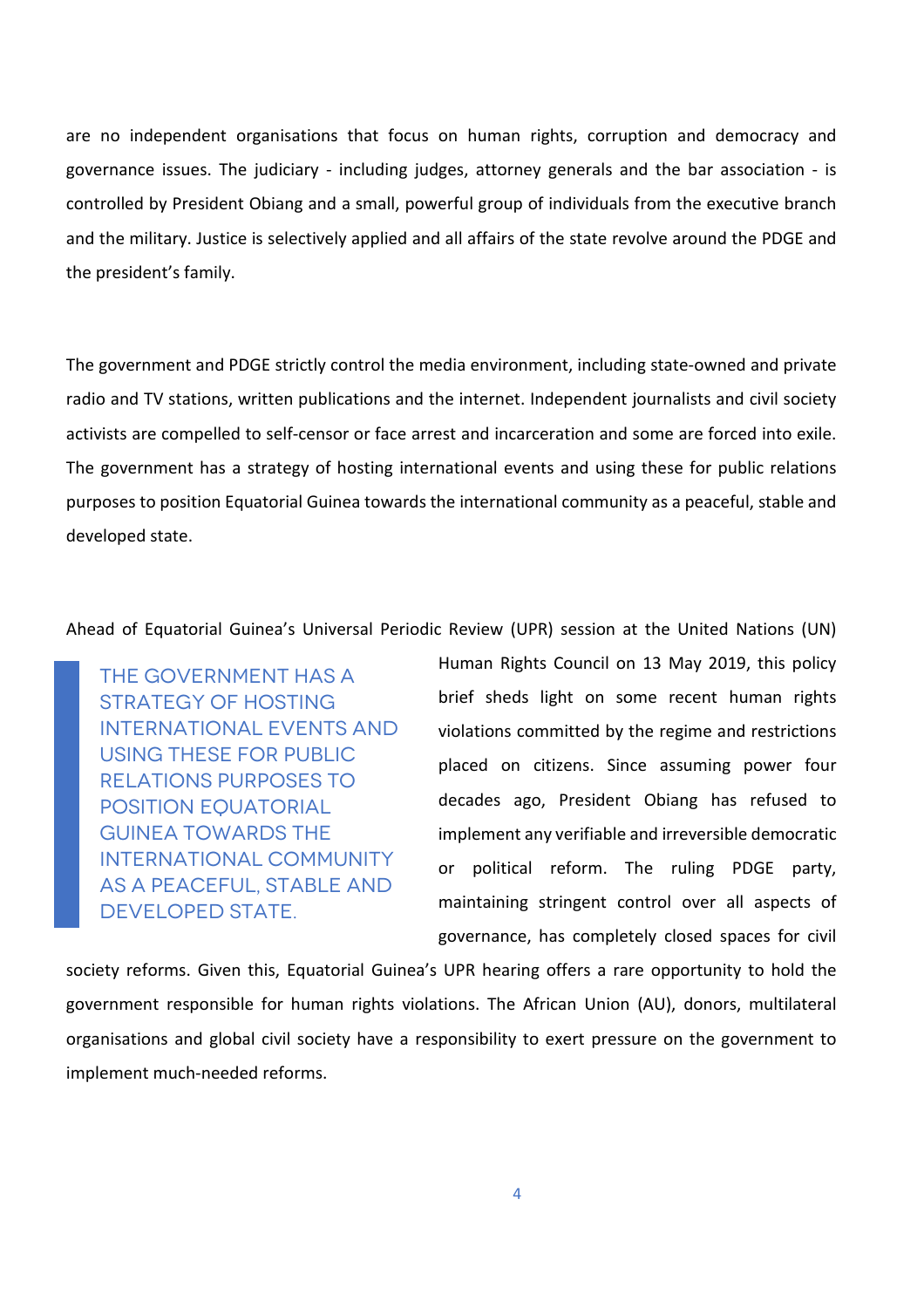are no independent organisations that focus on human rights, corruption and democracy and governance issues. The judiciary - including judges, attorney generals and the bar association - is controlled by President Obiang and a small, powerful group of individuals from the executive branch and the military. Justice is selectively applied and all affairs of the state revolve around the PDGE and the president's family.

The government and PDGE strictly control the media environment, including state-owned and private radio and TV stations, written publications and the internet. Independent journalists and civil society activists are compelled to self-censor or face arrest and incarceration and some are forced into exile. The government has a strategy of hosting international events and using these for public relations purposes to position Equatorial Guinea towards the international community as a peaceful, stable and developed state.

> THE GOVERNMENT HAS A STRATEGY OF HOSTING INTERNATIONAL EVENTS AND USING THESE FOR PUBLIC RELATIONS PURPOSES TO POSITION EQUATORIAL GUINEA TOWARDS THE INTERNATIONAL COMMUNITY AS A PEACEFUL, STABLE AND DEVELOPED STATE.

Ahead of Equatorial Guinea's Universal Periodic Review (UPR) session at the United Nations (UN) Human Rights Council on 13 May 2019, this policy brief sheds light on some recent human rights violations committed by the regime and restrictions placed on citizens. Since assuming power four decades ago, President Obiang has refused to implement any verifiable and irreversible democratic or political reform. The ruling PDGE party, maintaining stringent control over all aspects of governance, has completely closed spaces for civil society reforms. Given this, Equatorial Guinea's UPR hearing offers a rare opportunity to hold the government responsible for human rights violations. The African Union (AU), donors, multilateral organisations and global civil society have a responsibility to exert pressure on the government to implement much-needed reforms.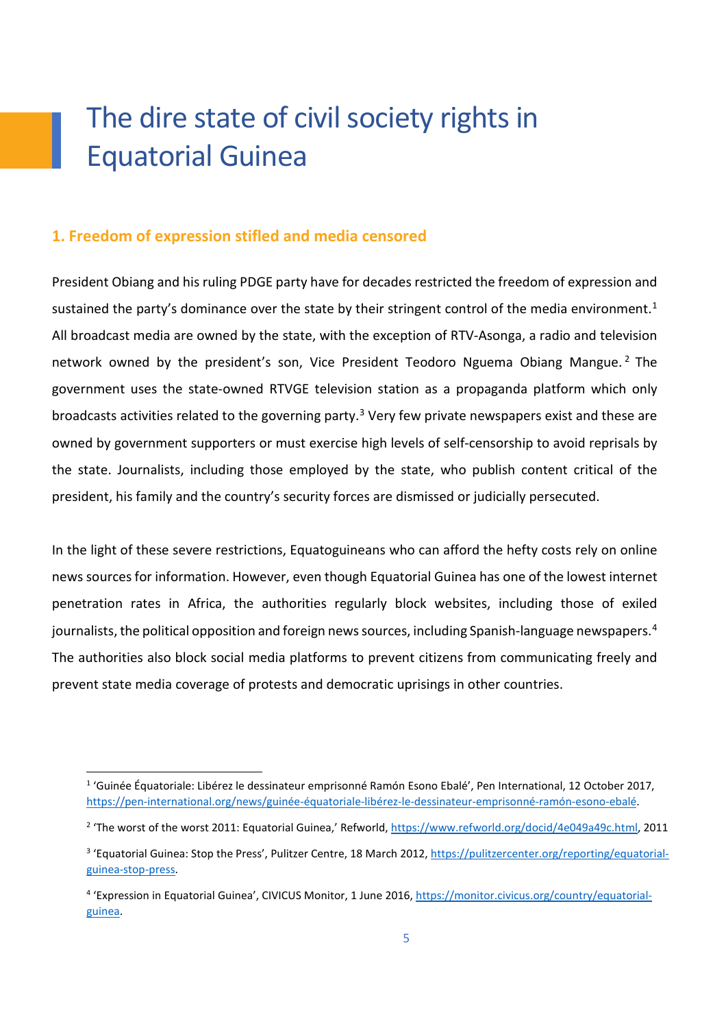# The dire state of civil society rights in Equatorial Guinea

## 1. Freedom of expression stifled and media censored

President Obiang and his ruling PDGE party have for decades restricted the freedom of expression and sustained the party's dominance over the state by their stringent control of the media environment.[1] All broadcast media are owned by the state, with the exception of RTV-Asonga, a radio and television network owned by the president's son, Vice President Teodoro Nguema Obiang Mangue.[2] The government uses the state-owned RTVGE television station as a propaganda platform which only broadcasts activities related to the governing party.[3] Very few private newspapers exist and these are owned by government supporters or must exercise high levels of self-censorship to avoid reprisals by the state. Journalists, including those employed by the state, who publish content critical of the president, his family and the country's security forces are dismissed or judicially persecuted.

In the light of these severe restrictions, Equatoguineans who can afford the hefty costs rely on online news sources for information. However, even though Equatorial Guinea has one of the lowest internet penetration rates in Africa, the authorities regularly block websites, including those of exiled journalists, the political opposition and foreign news sources, including Spanish-language newspapers.[4] The authorities also block social media platforms to prevent citizens from communicating freely and prevent state media coverage of protests and democratic uprisings in other countries.

---

[1] 'Guinée Équatoriale: Libérez le dessinateur emprisonné Ramón Esono Ebalé', Pen International, 12 October 2017, https://pen-international.org/news/guinée-équatoriale-libérez-le-dessinateur-emprisonné-ramón-esono-ebalé.

[2] 'The worst of the worst 2011: Equatorial Guinea,' Refworld, https://www.refworld.org/docid/4e049a49c.html, 2011

[3] 'Equatorial Guinea: Stop the Press', Pulitzer Centre, 18 March 2012, https://pulitzercenter.org/reporting/equatorial-guinea-stop-press.

[4] 'Expression in Equatorial Guinea', CIVICUS Monitor, 1 June 2016, https://monitor.civicus.org/country/equatorial-guinea.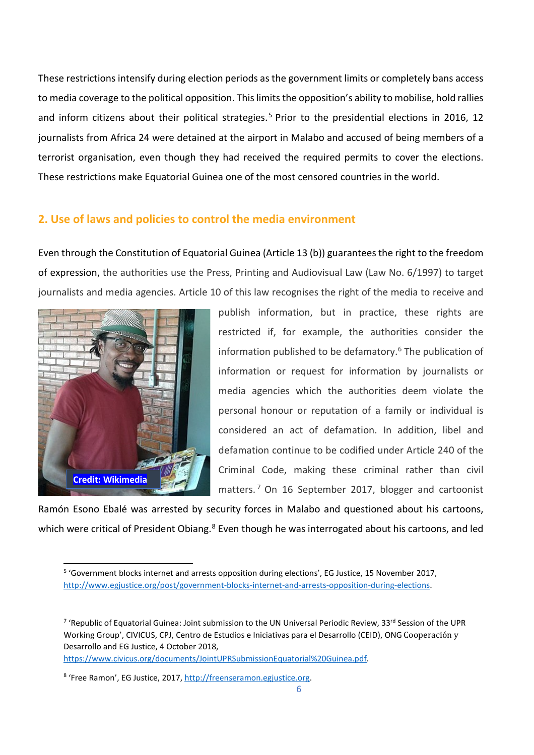These restrictions intensify during election periods as the government limits or completely bans access to media coverage to the political opposition. This limits the opposition's ability to mobilise, hold rallies and inform citizens about their political strategies.[5] Prior to the presidential elections in 2016, 12 journalists from Africa 24 were detained at the airport in Malabo and accused of being members of a terrorist organisation, even though they had received the required permits to cover the elections. These restrictions make Equatorial Guinea one of the most censored countries in the world.

## 2. Use of laws and policies to control the media environment

Even through the Constitution of Equatorial Guinea (Article 13 (b)) guarantees the right to the freedom of expression, the authorities use the Press, Printing and Audiovisual Law (Law No. 6/1997) to target journalists and media agencies. Article 10 of this law recognises the right of the media to receive and publish information, but in practice, these rights are restricted if, for example, the authorities consider the information published to be defamatory.[6] The publication of information or request for information by journalists or media agencies which the authorities deem violate the personal honour or reputation of a family or individual is considered an act of defamation. In addition, libel and defamation continue to be codified under Article 240 of the Criminal Code, making these criminal rather than civil matters.[7] On 16 September 2017, blogger and cartoonist Ramón Esono Ebalé was arrested by security forces in Malabo and questioned about his cartoons, which were critical of President Obiang.[8] Even though he was interrogated about his cartoons, and led

Credit: Wikimedia

---

[5] 'Government blocks internet and arrests opposition during elections', EG Justice, 15 November 2017, http://www.egjustice.org/post/government-blocks-internet-and-arrests-opposition-during-elections.

[7] 'Republic of Equatorial Guinea: Joint submission to the UN Universal Periodic Review, 33rd Session of the UPR Working Group', CIVICUS, CPJ, Centro de Estudios e Iniciativas para el Desarrollo (CEID), ONG Cooperación y Desarrollo and EG Justice, 4 October 2018, https://www.civicus.org/documents/JointUPRSubmissionEquatorial%20Guinea.pdf.

[8] 'Free Ramon', EG Justice, 2017, http://freenseramon.egjustice.org.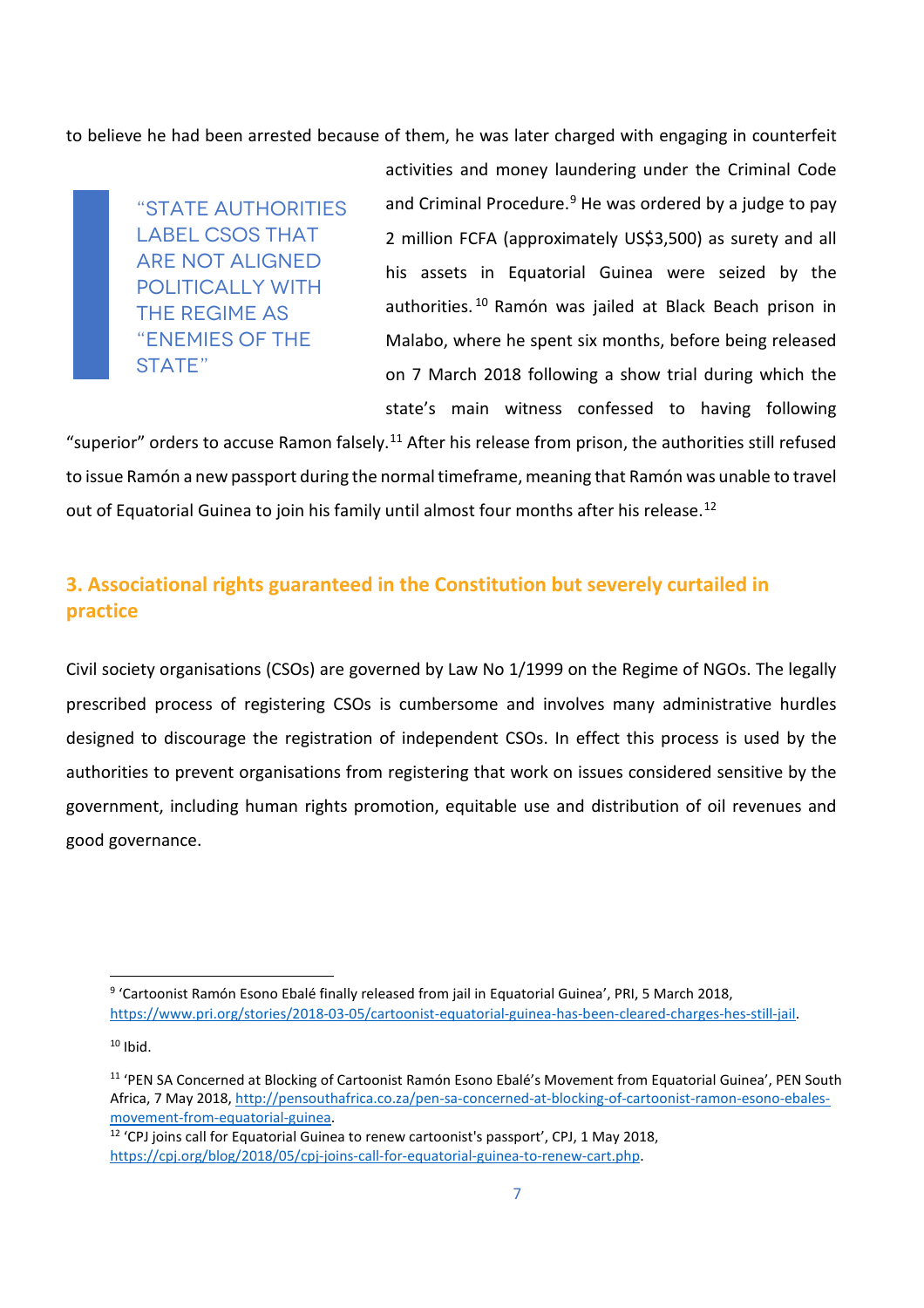to believe he had been arrested because of them, he was later charged with engaging in counterfeit activities and money laundering under the Criminal Code and Criminal Procedure.[9] He was ordered by a judge to pay 2 million FCFA (approximately US$3,500) as surety and all his assets in Equatorial Guinea were seized by the authorities.[10] Ramón was jailed at Black Beach prison in Malabo, where he spent six months, before being released on 7 March 2018 following a show trial during which the state's main witness confessed to having following "superior" orders to accuse Ramon falsely.[11] After his release from prison, the authorities still refused to issue Ramón a new passport during the normal timeframe, meaning that Ramón was unable to travel out of Equatorial Guinea to join his family until almost four months after his release.[12]

> "STATE AUTHORITIES LABEL CSOS THAT ARE NOT ALIGNED POLITICALLY WITH THE REGIME AS "ENEMIES OF THE STATE"

## 3. Associational rights guaranteed in the Constitution but severely curtailed in practice

Civil society organisations (CSOs) are governed by Law No 1/1999 on the Regime of NGOs. The legally prescribed process of registering CSOs is cumbersome and involves many administrative hurdles designed to discourage the registration of independent CSOs. In effect this process is used by the authorities to prevent organisations from registering that work on issues considered sensitive by the government, including human rights promotion, equitable use and distribution of oil revenues and good governance.

---

[9] 'Cartoonist Ramón Esono Ebalé finally released from jail in Equatorial Guinea', PRI, 5 March 2018, https://www.pri.org/stories/2018-03-05/cartoonist-equatorial-guinea-has-been-cleared-charges-hes-still-jail.

[10] Ibid.

[11] 'PEN SA Concerned at Blocking of Cartoonist Ramón Esono Ebalé's Movement from Equatorial Guinea', PEN South Africa, 7 May 2018, http://pensouthafrica.co.za/pen-sa-concerned-at-blocking-of-cartoonist-ramon-esono-ebales-movement-from-equatorial-guinea.

[12] 'CPJ joins call for Equatorial Guinea to renew cartoonist's passport', CPJ, 1 May 2018, https://cpj.org/blog/2018/05/cpj-joins-call-for-equatorial-guinea-to-renew-cart.php.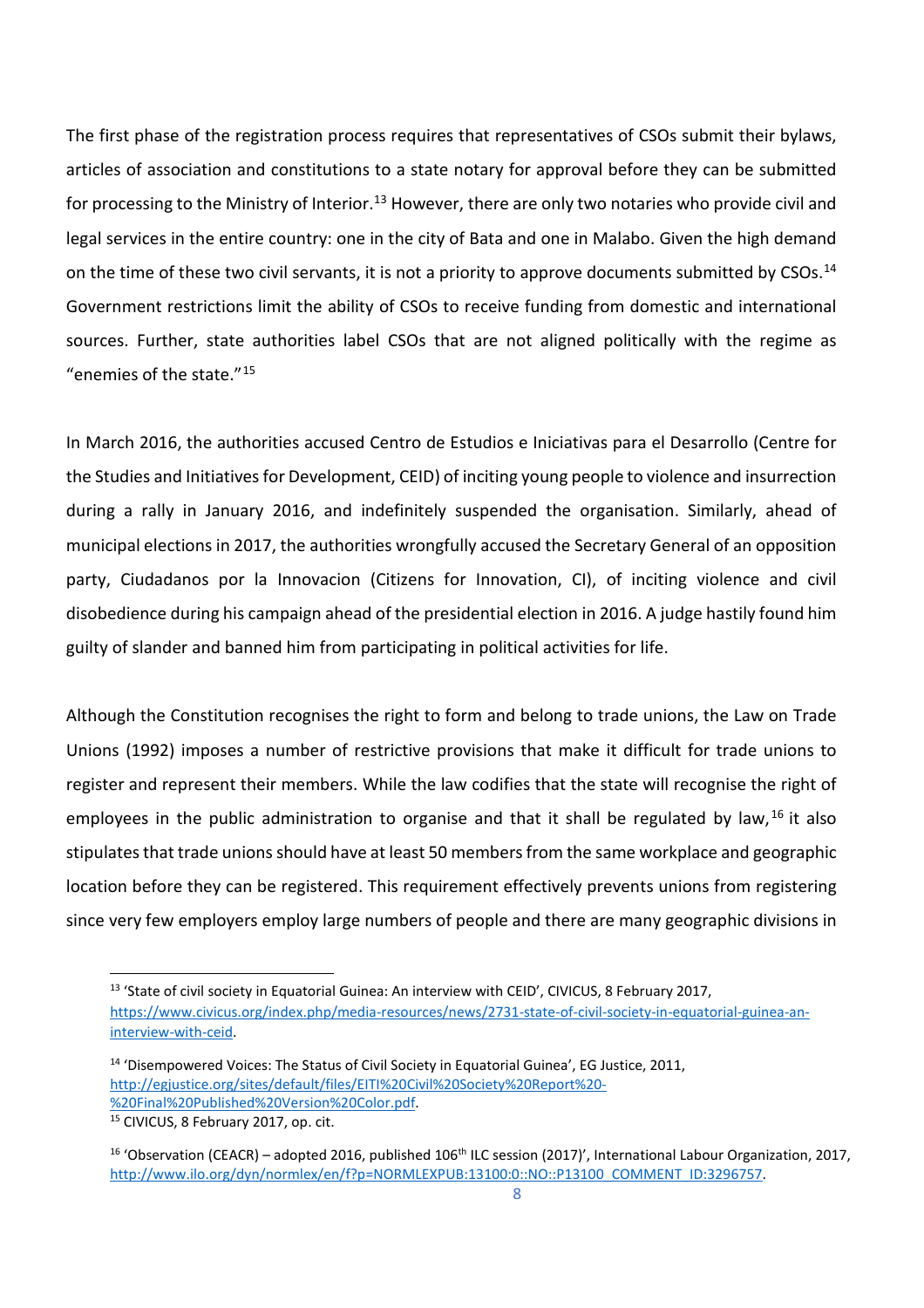The first phase of the registration process requires that representatives of CSOs submit their bylaws, articles of association and constitutions to a state notary for approval before they can be submitted for processing to the Ministry of Interior.[13] However, there are only two notaries who provide civil and legal services in the entire country: one in the city of Bata and one in Malabo. Given the high demand on the time of these two civil servants, it is not a priority to approve documents submitted by CSOs.[14] Government restrictions limit the ability of CSOs to receive funding from domestic and international sources. Further, state authorities label CSOs that are not aligned politically with the regime as "enemies of the state."[15]

In March 2016, the authorities accused Centro de Estudios e Iniciativas para el Desarrollo (Centre for the Studies and Initiatives for Development, CEID) of inciting young people to violence and insurrection during a rally in January 2016, and indefinitely suspended the organisation. Similarly, ahead of municipal elections in 2017, the authorities wrongfully accused the Secretary General of an opposition party, Ciudadanos por la Innovacion (Citizens for Innovation, CI), of inciting violence and civil disobedience during his campaign ahead of the presidential election in 2016. A judge hastily found him guilty of slander and banned him from participating in political activities for life.

Although the Constitution recognises the right to form and belong to trade unions, the Law on Trade Unions (1992) imposes a number of restrictive provisions that make it difficult for trade unions to register and represent their members. While the law codifies that the state will recognise the right of employees in the public administration to organise and that it shall be regulated by law,[16] it also stipulates that trade unions should have at least 50 members from the same workplace and geographic location before they can be registered. This requirement effectively prevents unions from registering since very few employers employ large numbers of people and there are many geographic divisions in

---

[13] 'State of civil society in Equatorial Guinea: An interview with CEID', CIVICUS, 8 February 2017, https://www.civicus.org/index.php/media-resources/news/2731-state-of-civil-society-in-equatorial-guinea-an-interview-with-ceid.

[14] 'Disempowered Voices: The Status of Civil Society in Equatorial Guinea', EG Justice, 2011, http://egjustice.org/sites/default/files/EITI%20Civil%20Society%20Report%20-%20Final%20Published%20Version%20Color.pdf.

[15] CIVICUS, 8 February 2017, op. cit.

[16] 'Observation (CEACR) – adopted 2016, published 106th ILC session (2017)', International Labour Organization, 2017, http://www.ilo.org/dyn/normlex/en/f?p=NORMLEXPUB:13100:0::NO::P13100_COMMENT_ID:3296757.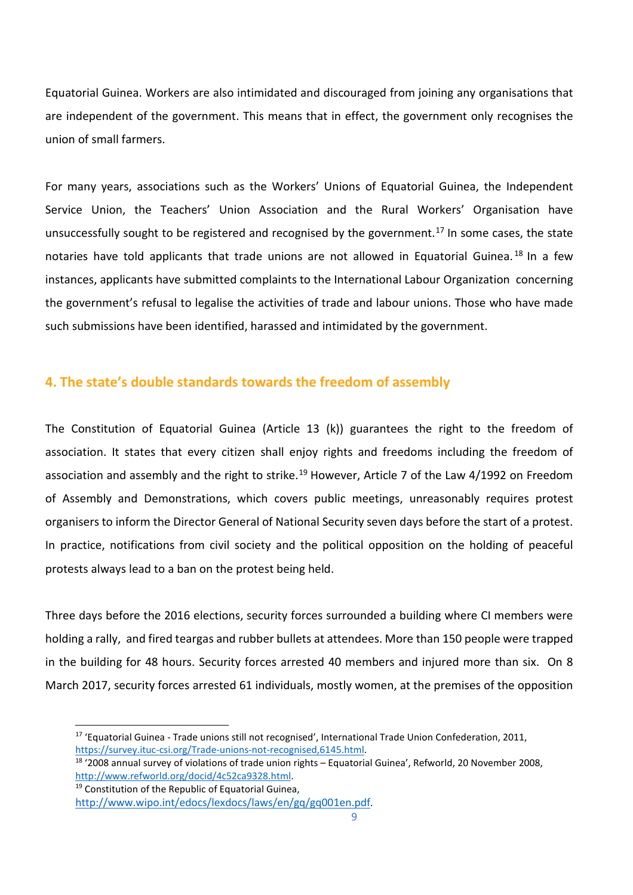Equatorial Guinea. Workers are also intimidated and discouraged from joining any organisations that are independent of the government. This means that in effect, the government only recognises the union of small farmers.

For many years, associations such as the Workers' Unions of Equatorial Guinea, the Independent Service Union, the Teachers' Union Association and the Rural Workers' Organisation have unsuccessfully sought to be registered and recognised by the government.[17] In some cases, the state notaries have told applicants that trade unions are not allowed in Equatorial Guinea.[18] In a few instances, applicants have submitted complaints to the International Labour Organization concerning the government's refusal to legalise the activities of trade and labour unions. Those who have made such submissions have been identified, harassed and intimidated by the government.

## 4. The state's double standards towards the freedom of assembly

The Constitution of Equatorial Guinea (Article 13 (k)) guarantees the right to the freedom of association. It states that every citizen shall enjoy rights and freedoms including the freedom of association and assembly and the right to strike.[19] However, Article 7 of the Law 4/1992 on Freedom of Assembly and Demonstrations, which covers public meetings, unreasonably requires protest organisers to inform the Director General of National Security seven days before the start of a protest. In practice, notifications from civil society and the political opposition on the holding of peaceful protests always lead to a ban on the protest being held.

Three days before the 2016 elections, security forces surrounded a building where CI members were holding a rally, and fired teargas and rubber bullets at attendees. More than 150 people were trapped in the building for 48 hours. Security forces arrested 40 members and injured more than six. On 8 March 2017, security forces arrested 61 individuals, mostly women, at the premises of the opposition

---

[17] 'Equatorial Guinea - Trade unions still not recognised', International Trade Union Confederation, 2011, https://survey.ituc-csi.org/Trade-unions-not-recognised,6145.html.

[18] '2008 annual survey of violations of trade union rights – Equatorial Guinea', Refworld, 20 November 2008, http://www.refworld.org/docid/4c52ca9328.html.

[19] Constitution of the Republic of Equatorial Guinea, http://www.wipo.int/edocs/lexdocs/laws/en/gq/gq001en.pdf.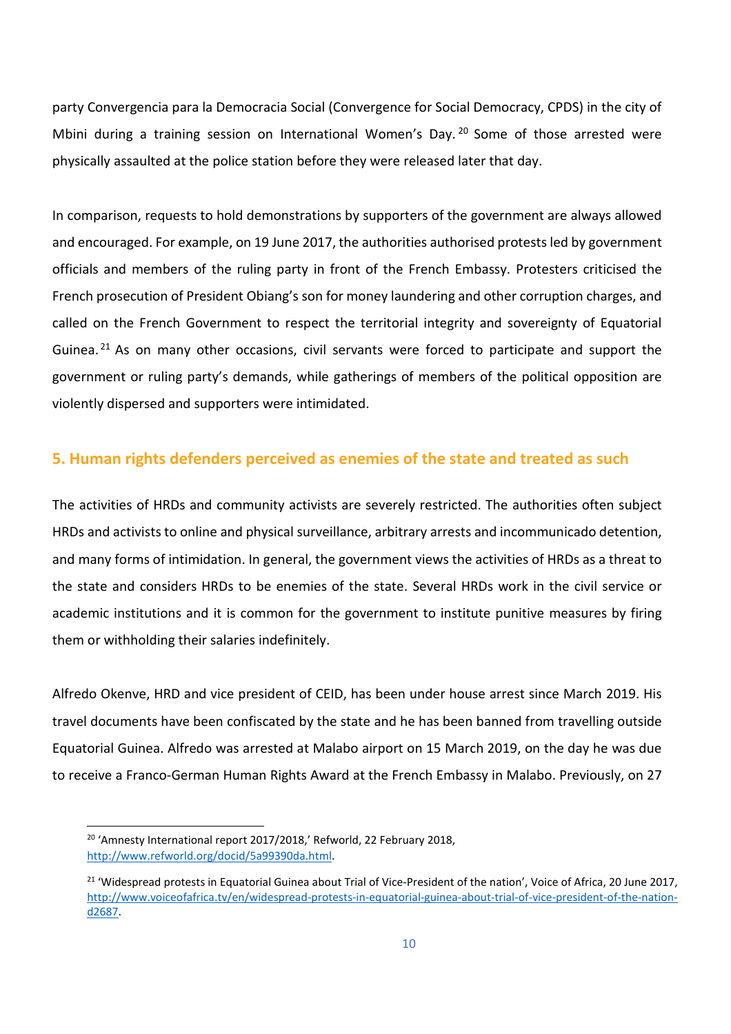party Convergencia para la Democracia Social (Convergence for Social Democracy, CPDS) in the city of Mbini during a training session on International Women's Day.[20] Some of those arrested were physically assaulted at the police station before they were released later that day.

In comparison, requests to hold demonstrations by supporters of the government are always allowed and encouraged. For example, on 19 June 2017, the authorities authorised protests led by government officials and members of the ruling party in front of the French Embassy. Protesters criticised the French prosecution of President Obiang's son for money laundering and other corruption charges, and called on the French Government to respect the territorial integrity and sovereignty of Equatorial Guinea.[21] As on many other occasions, civil servants were forced to participate and support the government or ruling party's demands, while gatherings of members of the political opposition are violently dispersed and supporters were intimidated.

## 5. Human rights defenders perceived as enemies of the state and treated as such

The activities of HRDs and community activists are severely restricted. The authorities often subject HRDs and activists to online and physical surveillance, arbitrary arrests and incommunicado detention, and many forms of intimidation. In general, the government views the activities of HRDs as a threat to the state and considers HRDs to be enemies of the state. Several HRDs work in the civil service or academic institutions and it is common for the government to institute punitive measures by firing them or withholding their salaries indefinitely.

Alfredo Okenve, HRD and vice president of CEID, has been under house arrest since March 2019. His travel documents have been confiscated by the state and he has been banned from travelling outside Equatorial Guinea. Alfredo was arrested at Malabo airport on 15 March 2019, on the day he was due to receive a Franco-German Human Rights Award at the French Embassy in Malabo. Previously, on 27

---

[20] 'Amnesty International report 2017/2018,' Refworld, 22 February 2018, http://www.refworld.org/docid/5a99390da.html.

[21] 'Widespread protests in Equatorial Guinea about Trial of Vice-President of the nation', Voice of Africa, 20 June 2017, http://www.voiceofafrica.tv/en/widespread-protests-in-equatorial-guinea-about-trial-of-vice-president-of-the-nation-d2687.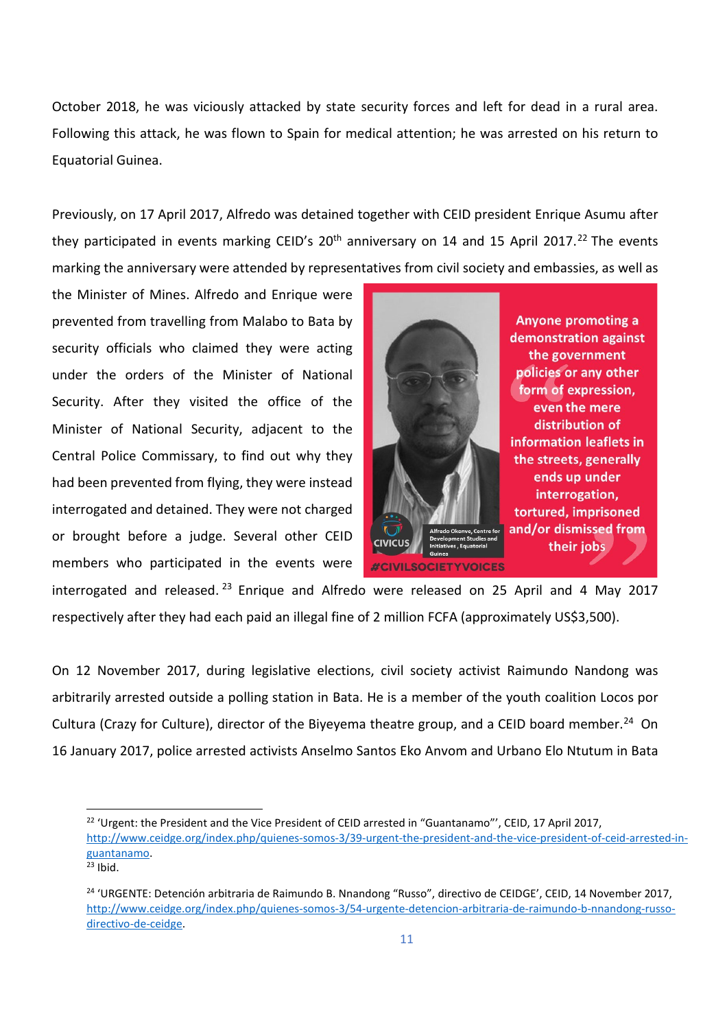October 2018, he was viciously attacked by state security forces and left for dead in a rural area. Following this attack, he was flown to Spain for medical attention; he was arrested on his return to Equatorial Guinea.

Previously, on 17 April 2017, Alfredo was detained together with CEID president Enrique Asumu after they participated in events marking CEID's 20th anniversary on 14 and 15 April 2017.[22] The events marking the anniversary were attended by representatives from civil society and embassies, as well as the Minister of Mines. Alfredo and Enrique were prevented from travelling from Malabo to Bata by security officials who claimed they were acting under the orders of the Minister of National Security. After they visited the office of the Minister of National Security, adjacent to the Central Police Commissary, to find out why they had been prevented from flying, they were instead interrogated and detained. They were not charged or brought before a judge. Several other CEID members who participated in the events were interrogated and released.[23] Enrique and Alfredo were released on 25 April and 4 May 2017 respectively after they had each paid an illegal fine of 2 million FCFA (approximately US$3,500).

> "Anyone promoting a demonstration against the government policies or any other form of expression, even the mere distribution of information leaflets in the streets, generally ends up under interrogation, tortured, imprisoned and/or dismissed from their jobs"
>
> Alfredo Okenve, Centre for Development Studies and Initiatives, Equatorial Guinea
>
> CIVICUS #CIVILSOCIETYVOICES

On 12 November 2017, during legislative elections, civil society activist Raimundo Nandong was arbitrarily arrested outside a polling station in Bata. He is a member of the youth coalition Locos por Cultura (Crazy for Culture), director of the Biyeyema theatre group, and a CEID board member.[24] On 16 January 2017, police arrested activists Anselmo Santos Eko Anvom and Urbano Elo Ntutum in Bata

---

[22] 'Urgent: the President and the Vice President of CEID arrested in "Guantanamo"', CEID, 17 April 2017, http://www.ceidge.org/index.php/quienes-somos-3/39-urgent-the-president-and-the-vice-president-of-ceid-arrested-in-guantanamo.

[23] Ibid.

[24] 'URGENTE: Detención arbitraria de Raimundo B. Nnandong "Russo", directivo de CEIDGE', CEID, 14 November 2017, http://www.ceidge.org/index.php/quienes-somos-3/54-urgente-detencion-arbitraria-de-raimundo-b-nnandong-russo-directivo-de-ceidge.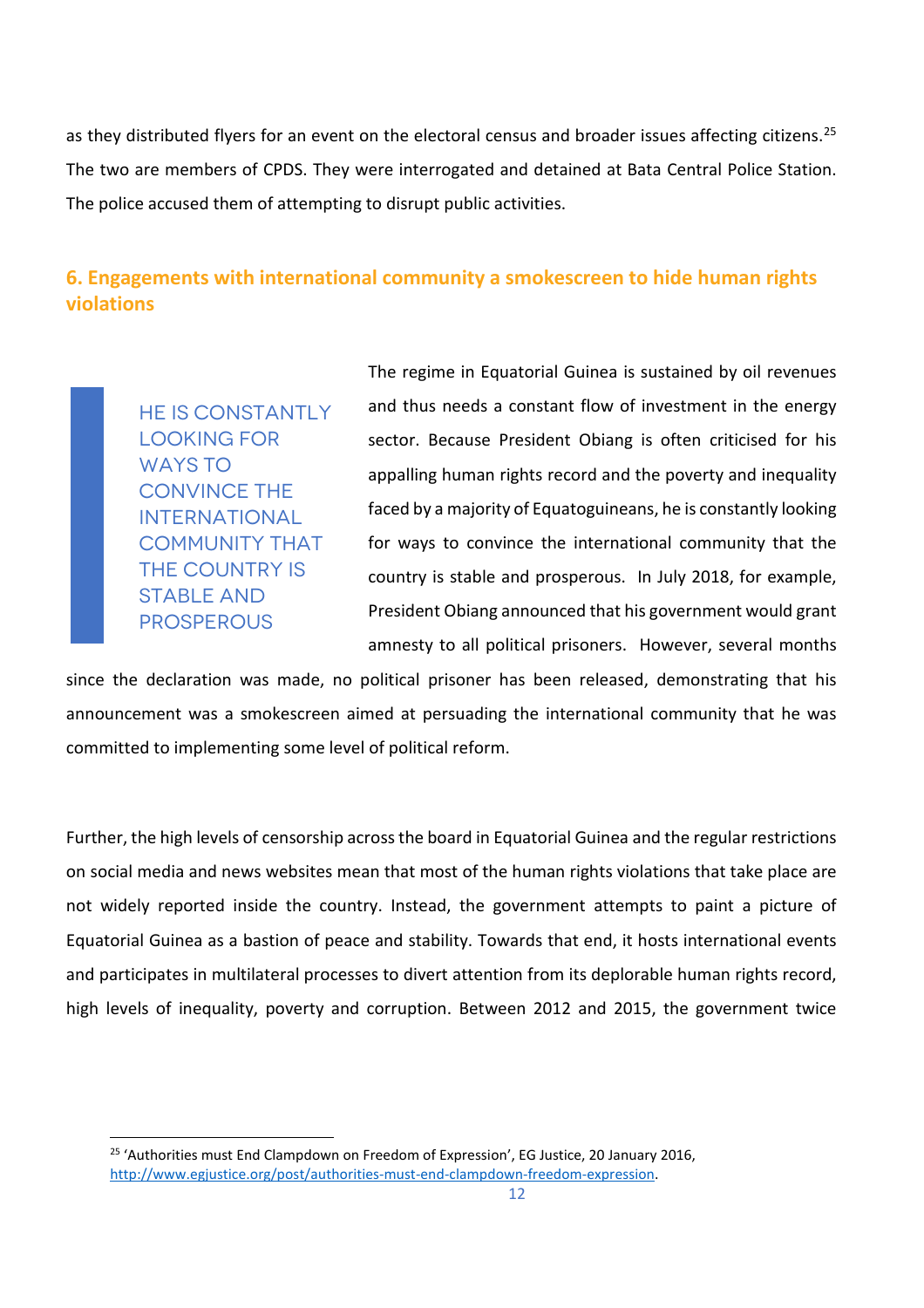as they distributed flyers for an event on the electoral census and broader issues affecting citizens.[25] The two are members of CPDS. They were interrogated and detained at Bata Central Police Station. The police accused them of attempting to disrupt public activities.

## 6. Engagements with international community a smokescreen to hide human rights violations

> HE IS CONSTANTLY LOOKING FOR WAYS TO CONVINCE THE INTERNATIONAL COMMUNITY THAT THE COUNTRY IS STABLE AND PROSPEROUS

The regime in Equatorial Guinea is sustained by oil revenues and thus needs a constant flow of investment in the energy sector. Because President Obiang is often criticised for his appalling human rights record and the poverty and inequality faced by a majority of Equatoguineans, he is constantly looking for ways to convince the international community that the country is stable and prosperous. In July 2018, for example, President Obiang announced that his government would grant amnesty to all political prisoners. However, several months since the declaration was made, no political prisoner has been released, demonstrating that his announcement was a smokescreen aimed at persuading the international community that he was committed to implementing some level of political reform.

Further, the high levels of censorship across the board in Equatorial Guinea and the regular restrictions on social media and news websites mean that most of the human rights violations that take place are not widely reported inside the country. Instead, the government attempts to paint a picture of Equatorial Guinea as a bastion of peace and stability. Towards that end, it hosts international events and participates in multilateral processes to divert attention from its deplorable human rights record, high levels of inequality, poverty and corruption. Between 2012 and 2015, the government twice

---

[25] 'Authorities must End Clampdown on Freedom of Expression', EG Justice, 20 January 2016, http://www.egjustice.org/post/authorities-must-end-clampdown-freedom-expression.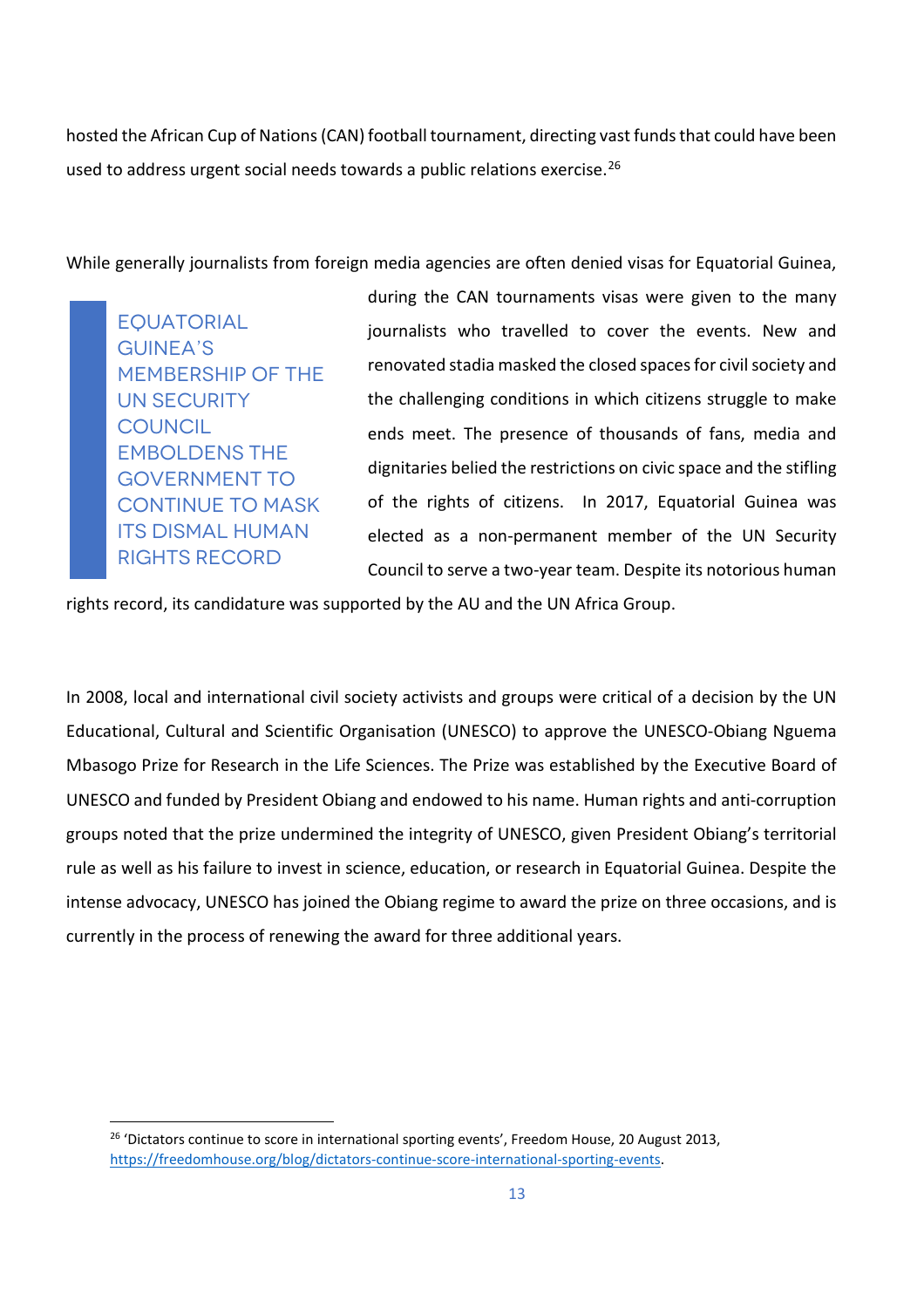hosted the African Cup of Nations (CAN) football tournament, directing vast funds that could have been used to address urgent social needs towards a public relations exercise.[26]

While generally journalists from foreign media agencies are often denied visas for Equatorial Guinea, during the CAN tournaments visas were given to the many journalists who travelled to cover the events. New and renovated stadia masked the closed spaces for civil society and the challenging conditions in which citizens struggle to make ends meet. The presence of thousands of fans, media and dignitaries belied the restrictions on civic space and the stifling of the rights of citizens. In 2017, Equatorial Guinea was elected as a non-permanent member of the UN Security Council to serve a two-year team. Despite its notorious human rights record, its candidature was supported by the AU and the UN Africa Group.

> EQUATORIAL GUINEA'S MEMBERSHIP OF THE UN SECURITY COUNCIL EMBOLDENS THE GOVERNMENT TO CONTINUE TO MASK ITS DISMAL HUMAN RIGHTS RECORD

In 2008, local and international civil society activists and groups were critical of a decision by the UN Educational, Cultural and Scientific Organisation (UNESCO) to approve the UNESCO-Obiang Nguema Mbasogo Prize for Research in the Life Sciences. The Prize was established by the Executive Board of UNESCO and funded by President Obiang and endowed to his name. Human rights and anti-corruption groups noted that the prize undermined the integrity of UNESCO, given President Obiang's territorial rule as well as his failure to invest in science, education, or research in Equatorial Guinea. Despite the intense advocacy, UNESCO has joined the Obiang regime to award the prize on three occasions, and is currently in the process of renewing the award for three additional years.

---

[26] 'Dictators continue to score in international sporting events', Freedom House, 20 August 2013, https://freedomhouse.org/blog/dictators-continue-score-international-sporting-events.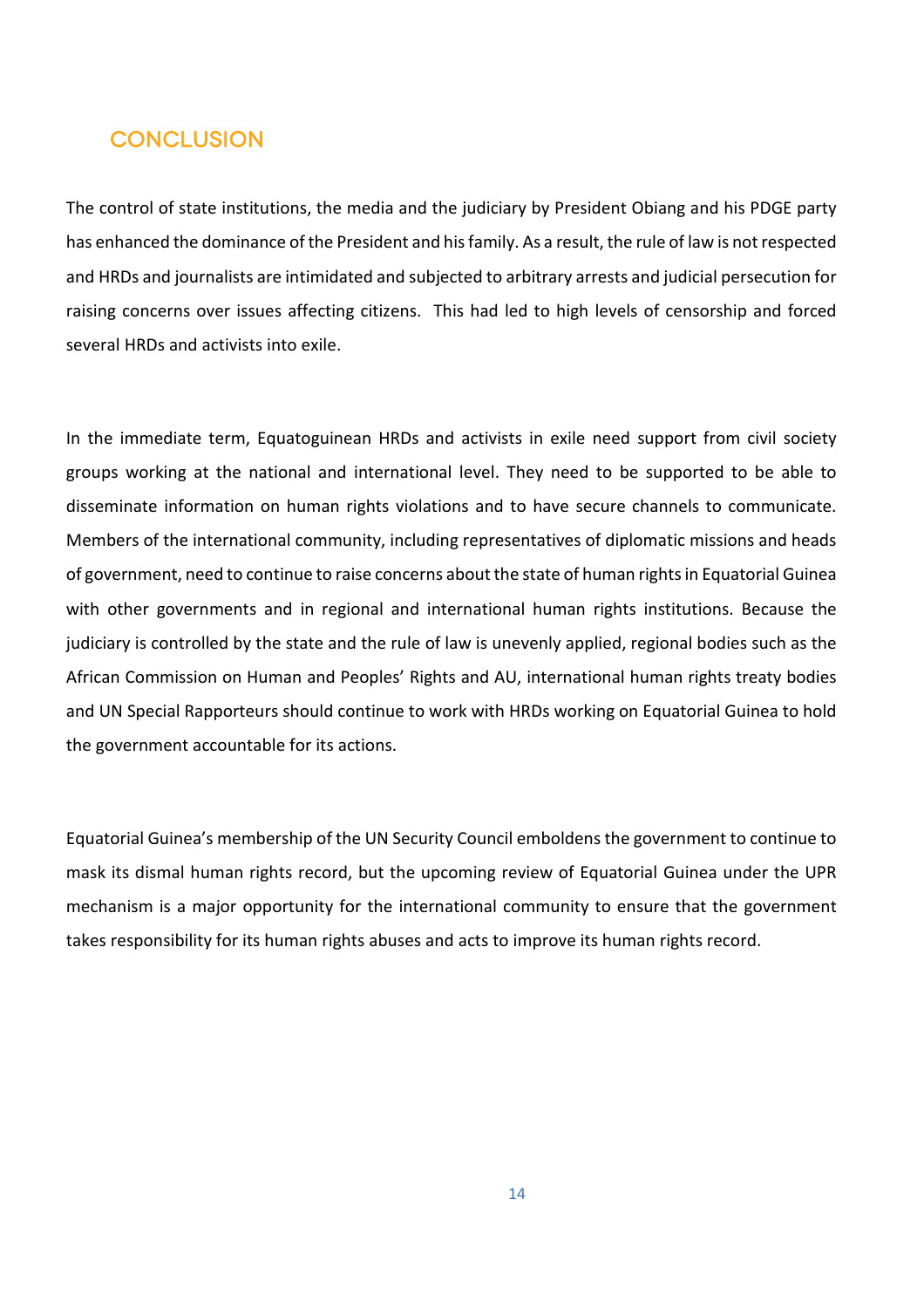## CONCLUSION

The control of state institutions, the media and the judiciary by President Obiang and his PDGE party has enhanced the dominance of the President and his family. As a result, the rule of law is not respected and HRDs and journalists are intimidated and subjected to arbitrary arrests and judicial persecution for raising concerns over issues affecting citizens. This had led to high levels of censorship and forced several HRDs and activists into exile.

In the immediate term, Equatoguinean HRDs and activists in exile need support from civil society groups working at the national and international level. They need to be supported to be able to disseminate information on human rights violations and to have secure channels to communicate. Members of the international community, including representatives of diplomatic missions and heads of government, need to continue to raise concerns about the state of human rights in Equatorial Guinea with other governments and in regional and international human rights institutions. Because the judiciary is controlled by the state and the rule of law is unevenly applied, regional bodies such as the African Commission on Human and Peoples' Rights and AU, international human rights treaty bodies and UN Special Rapporteurs should continue to work with HRDs working on Equatorial Guinea to hold the government accountable for its actions.

Equatorial Guinea's membership of the UN Security Council emboldens the government to continue to mask its dismal human rights record, but the upcoming review of Equatorial Guinea under the UPR mechanism is a major opportunity for the international community to ensure that the government takes responsibility for its human rights abuses and acts to improve its human rights record.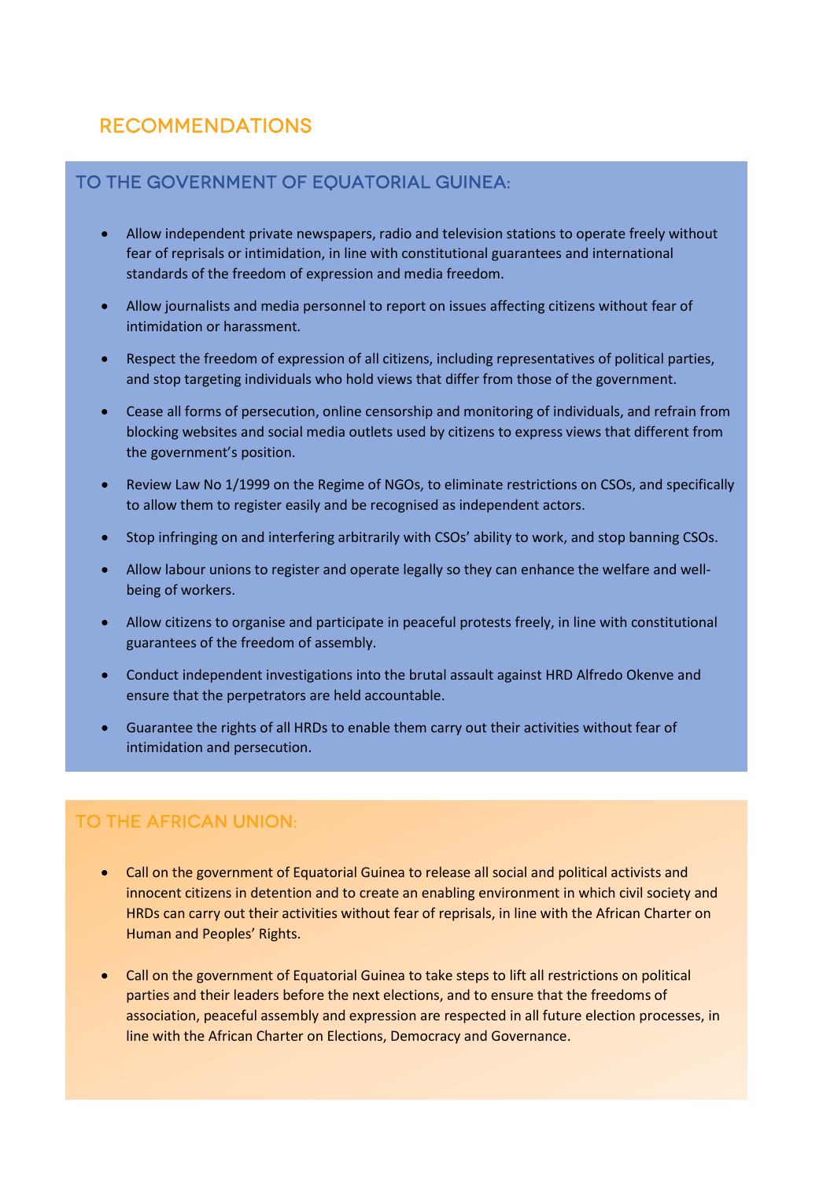## RECOMMENDATIONS

### TO THE GOVERNMENT OF EQUATORIAL GUINEA:

- Allow independent private newspapers, radio and television stations to operate freely without fear of reprisals or intimidation, in line with constitutional guarantees and international standards of the freedom of expression and media freedom.
- Allow journalists and media personnel to report on issues affecting citizens without fear of intimidation or harassment.
- Respect the freedom of expression of all citizens, including representatives of political parties, and stop targeting individuals who hold views that differ from those of the government.
- Cease all forms of persecution, online censorship and monitoring of individuals, and refrain from blocking websites and social media outlets used by citizens to express views that different from the government's position.
- Review Law No 1/1999 on the Regime of NGOs, to eliminate restrictions on CSOs, and specifically to allow them to register easily and be recognised as independent actors.
- Stop infringing on and interfering arbitrarily with CSOs' ability to work, and stop banning CSOs.
- Allow labour unions to register and operate legally so they can enhance the welfare and well-being of workers.
- Allow citizens to organise and participate in peaceful protests freely, in line with constitutional guarantees of the freedom of assembly.
- Conduct independent investigations into the brutal assault against HRD Alfredo Okenve and ensure that the perpetrators are held accountable.
- Guarantee the rights of all HRDs to enable them carry out their activities without fear of intimidation and persecution.

### TO THE AFRICAN UNION:

- Call on the government of Equatorial Guinea to release all social and political activists and innocent citizens in detention and to create an enabling environment in which civil society and HRDs can carry out their activities without fear of reprisals, in line with the African Charter on Human and Peoples' Rights.
- Call on the government of Equatorial Guinea to take steps to lift all restrictions on political parties and their leaders before the next elections, and to ensure that the freedoms of association, peaceful assembly and expression are respected in all future election processes, in line with the African Charter on Elections, Democracy and Governance.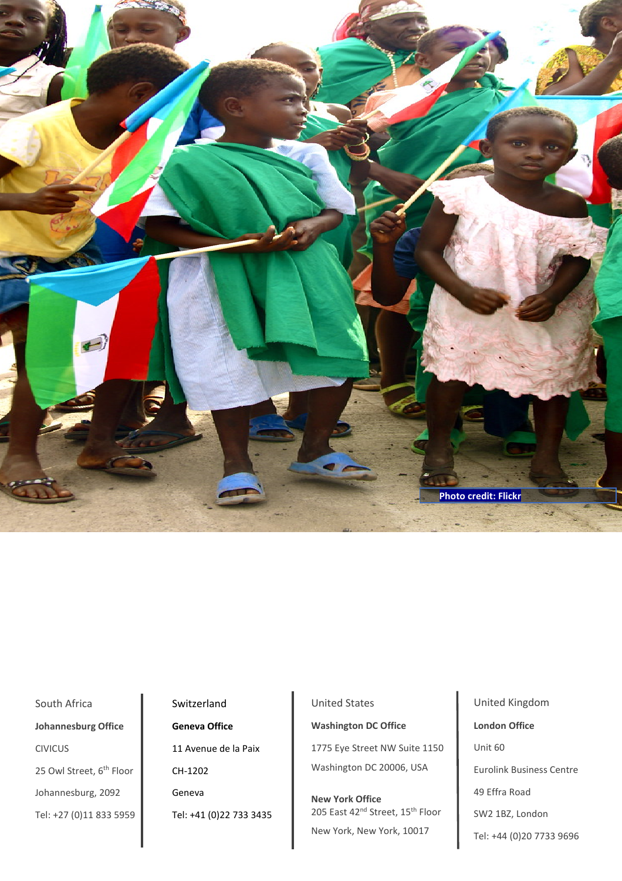Photo credit: Flickr

South Africa

**Johannesburg Office**

CIVICUS

25 Owl Street, 6th Floor

Johannesburg, 2092

Tel: +27 (0)11 833 5959

Switzerland

**Geneva Office**

11 Avenue de la Paix

CH-1202

Geneva

Tel: +41 (0)22 733 3435

United States

**Washington DC Office**

1775 Eye Street NW Suite 1150

Washington DC 20006, USA

**New York Office**

205 East 42nd Street, 15th Floor

New York, New York, 10017

United Kingdom

**London Office**

Unit 60

Eurolink Business Centre

49 Effra Road

SW2 1BZ, London

Tel: +44 (0)20 7733 9696